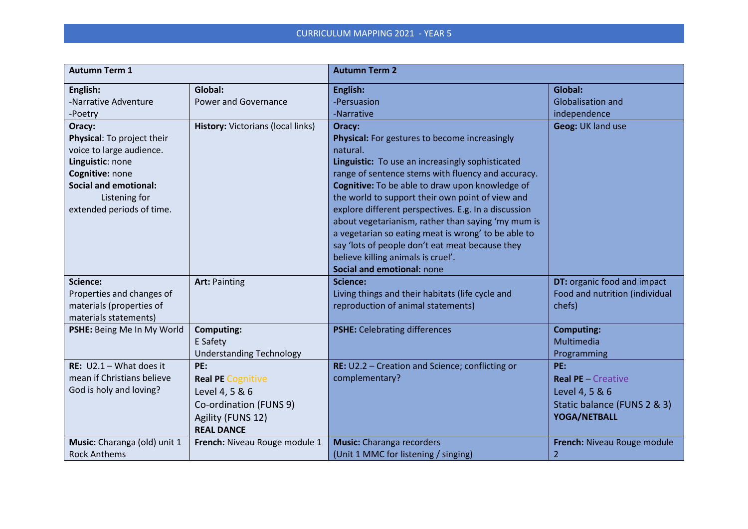# CURRICULUM MAPPING 2021 - YEAR 5

| **Autumn Term 1** | | **Autumn Term 2** | |
|---|---|---|---|
| **English:**<br>-Narrative Adventure<br>-Poetry | **Global:**<br>Power and Governance | **English:**<br>-Persuasion<br>-Narrative | **Global:**<br>Globalisation and independence |
| **Oracy:**<br>**Physical**: To project their voice to large audience.<br>**Linguistic**: none<br>**Cognitive:** none<br>**Social and emotional:** Listening for extended periods of time. | **History:** Victorians (local links) | **Oracy:**<br>**Physical:** For gestures to become increasingly natural.<br>**Linguistic:** To use an increasingly sophisticated range of sentence stems with fluency and accuracy.<br>**Cognitive:** To be able to draw upon knowledge of the world to support their own point of view and explore different perspectives. E.g. In a discussion about vegetarianism, rather than saying 'my mum is a vegetarian so eating meat is wrong' to be able to say 'lots of people don't eat meat because they believe killing animals is cruel'.<br>**Social and emotional:** none | **Geog:** UK land use |
| **Science:**<br>Properties and changes of materials (properties of materials statements) | **Art:** Painting | **Science:**<br>Living things and their habitats (life cycle and reproduction of animal statements) | **DT:** organic food and impact<br>Food and nutrition (individual chefs) |
| **PSHE:** Being Me In My World | **Computing:**<br>E Safety<br>Understanding Technology | **PSHE:** Celebrating differences | **Computing:**<br>Multimedia<br>Programming |
| **RE:** U2.1 – What does it mean if Christians believe God is holy and loving? | **PE:**<br>**Real PE** Cognitive<br>Level 4, 5 & 6<br>Co-ordination (FUNS 9)<br>Agility (FUNS 12)<br>**REAL DANCE** | **RE:** U2.2 – Creation and Science; conflicting or complementary? | **PE:**<br>**Real PE** – Creative<br>Level 4, 5 & 6<br>Static balance (FUNS 2 & 3)<br>**YOGA/NETBALL** |
| **Music:** Charanga (old) unit 1 Rock Anthems | **French:** Niveau Rouge module 1 | **Music:** Charanga recorders<br>(Unit 1 MMC for listening / singing) | **French:** Niveau Rouge module 2 |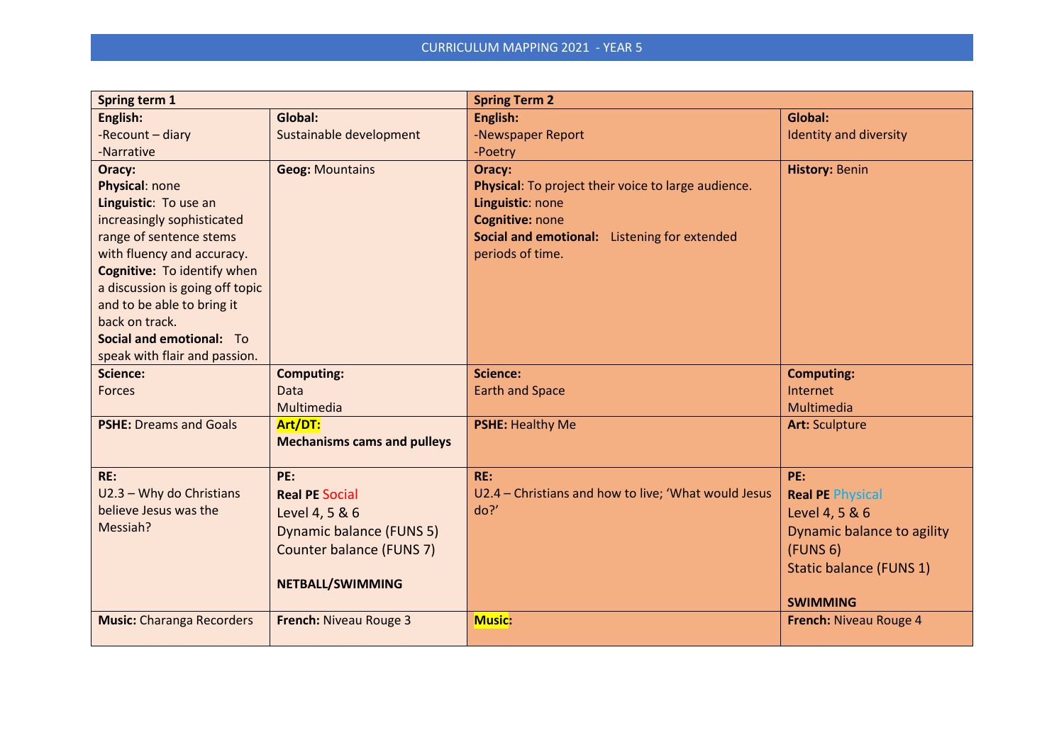# CURRICULUM MAPPING 2021 - YEAR 5

| Spring term 1 | | Spring Term 2 | |
|---|---|---|---|
| **English:**<br>-Recount – diary<br>-Narrative | **Global:**<br>Sustainable development | **English:**<br>-Newspaper Report<br>-Poetry | **Global:**<br>Identity and diversity |
| **Oracy:**<br>**Physical**: none<br>**Linguistic**: To use an increasingly sophisticated range of sentence stems with fluency and accuracy.<br>**Cognitive:** To identify when a discussion is going off topic and to be able to bring it back on track.<br>**Social and emotional:** To speak with flair and passion. | **Geog:** Mountains | **Oracy:**<br>**Physical**: To project their voice to large audience.<br>**Linguistic**: none<br>**Cognitive:** none<br>**Social and emotional:** Listening for extended periods of time. | **History:** Benin |
| **Science:**<br>Forces | **Computing:**<br>Data<br>Multimedia | **Science:**<br>Earth and Space | **Computing:**<br>Internet<br>Multimedia |
| **PSHE:** Dreams and Goals | **Art/DT:**<br>**Mechanisms cams and pulleys** | **PSHE:** Healthy Me | **Art:** Sculpture |
| **RE:**<br>U2.3 – Why do Christians believe Jesus was the Messiah? | **PE:**<br>**Real PE** Social<br>Level 4, 5 & 6<br>Dynamic balance (FUNS 5)<br>Counter balance (FUNS 7)<br><br>**NETBALL/SWIMMING** | **RE:**<br>U2.4 – Christians and how to live; 'What would Jesus do?' | **PE:**<br>**Real PE** Physical<br>Level 4, 5 & 6<br>Dynamic balance to agility (FUNS 6)<br>Static balance (FUNS 1)<br><br>**SWIMMING** |
| **Music:** Charanga Recorders | **French:** Niveau Rouge 3 | **Music:** | **French:** Niveau Rouge 4 |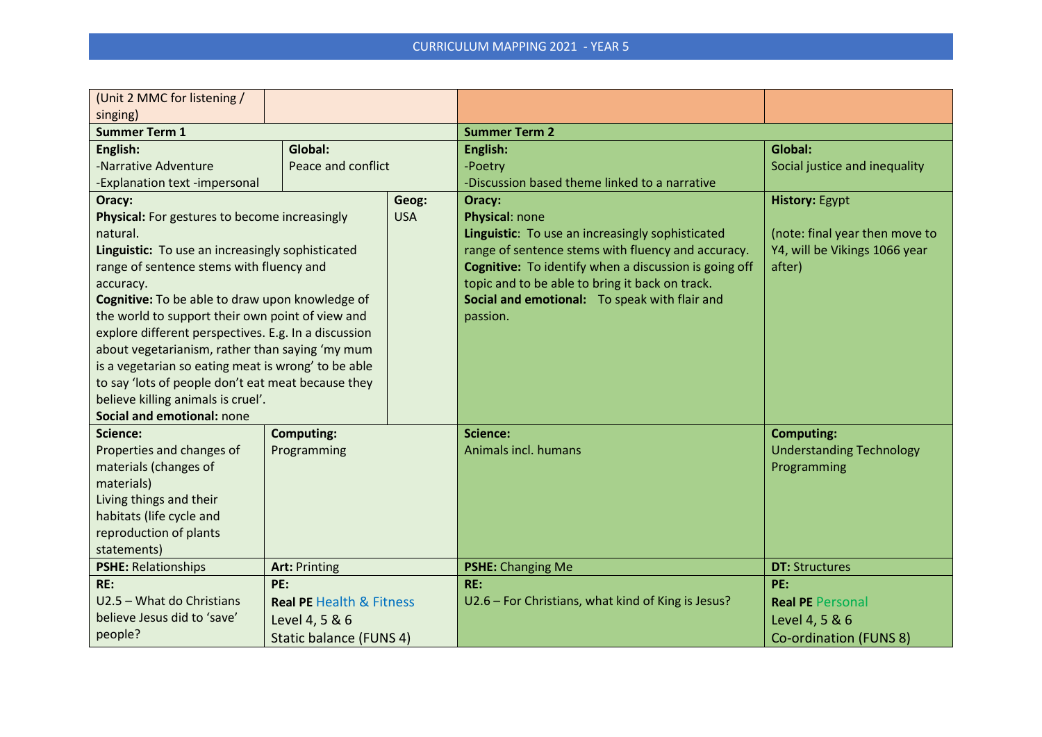# CURRICULUM MAPPING 2021 - YEAR 5

| (Unit 2 MMC for listening / singing) | | | |
|---|---|---|---|
| **Summer Term 1** | | **Summer Term 2** | |
| **English:**<br>-Narrative Adventure<br>-Explanation text -impersonal | **Global:**<br>Peace and conflict | **English:**<br>-Poetry<br>-Discussion based theme linked to a narrative | **Global:**<br>Social justice and inequality |
| **Oracy:**<br>**Physical:** For gestures to become increasingly natural.<br>**Linguistic:** To use an increasingly sophisticated range of sentence stems with fluency and accuracy.<br>**Cognitive:** To be able to draw upon knowledge of the world to support their own point of view and explore different perspectives. E.g. In a discussion about vegetarianism, rather than saying 'my mum is a vegetarian so eating meat is wrong' to be able to say 'lots of people don't eat meat because they believe killing animals is cruel'.<br>**Social and emotional:** none | **Geog:**<br>USA | **Oracy:**<br>**Physical**: none<br>**Linguistic**: To use an increasingly sophisticated range of sentence stems with fluency and accuracy.<br>**Cognitive:** To identify when a discussion is going off topic and to be able to bring it back on track.<br>**Social and emotional:** To speak with flair and passion. | **History:** Egypt<br><br>(note: final year then move to Y4, will be Vikings 1066 year after) |
| **Science:**<br>Properties and changes of materials (changes of materials)<br>Living things and their habitats (life cycle and reproduction of plants statements) | **Computing:**<br>Programming | **Science:**<br>Animals incl. humans | **Computing:**<br>Understanding Technology<br>Programming |
| **PSHE:** Relationships | **Art:** Printing | **PSHE:** Changing Me | **DT:** Structures |
| **RE:**<br>U2.5 – What do Christians believe Jesus did to 'save' people? | **PE:**<br>**Real PE** Health & Fitness<br>Level 4, 5 & 6<br>Static balance (FUNS 4) | **RE:**<br>U2.6 – For Christians, what kind of King is Jesus? | **PE:**<br>**Real PE** Personal<br>Level 4, 5 & 6<br>Co-ordination (FUNS 8) |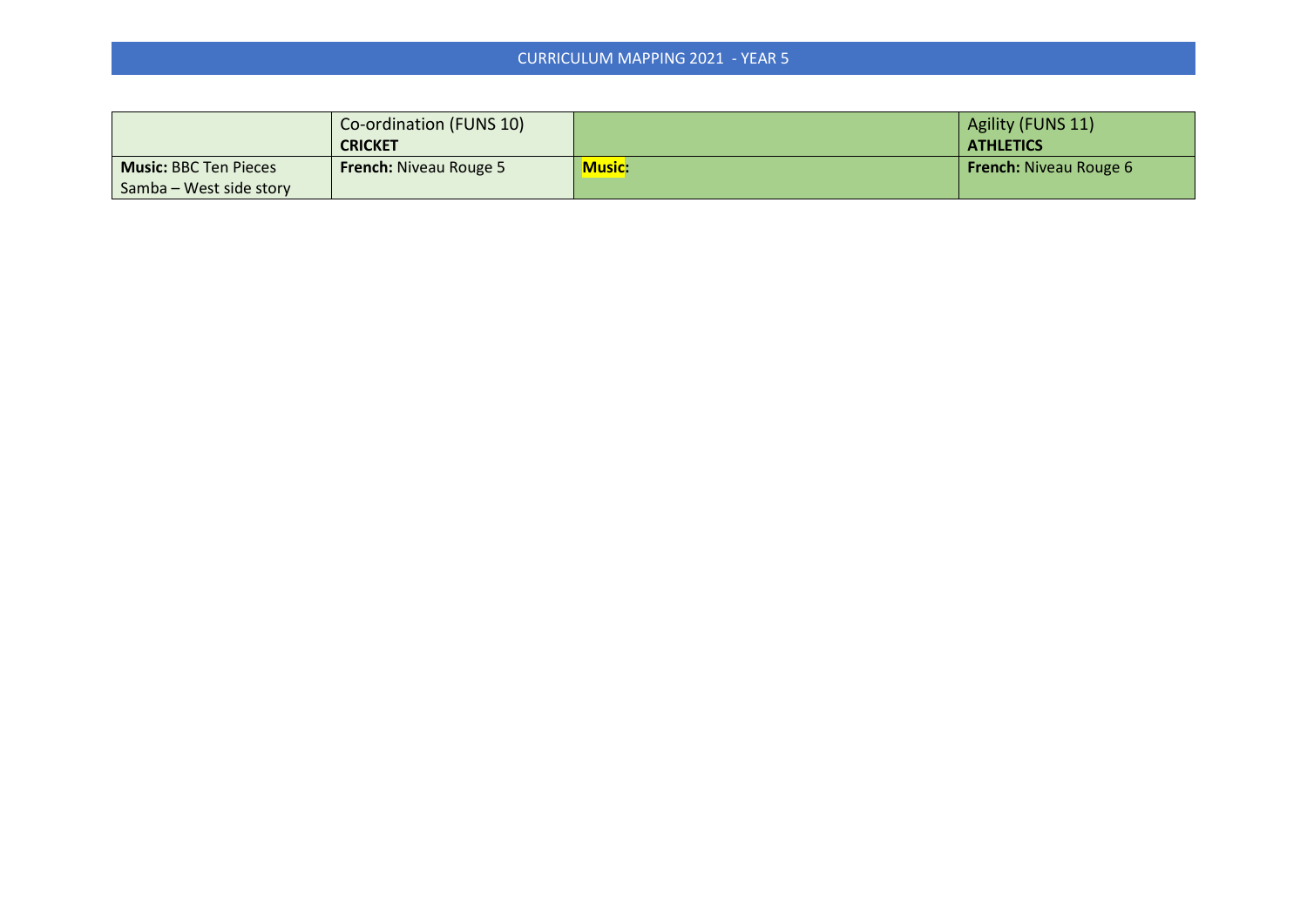CURRICULUM MAPPING 2021 - YEAR 5

| | | | |
|---|---|---|---|
| | Co-ordination (FUNS 10)<br>**CRICKET** | | Agility (FUNS 11)<br>**ATHLETICS** |
| **Music:** BBC Ten Pieces<br>Samba – West side story | **French:** Niveau Rouge 5 | **Music:** | **French:** Niveau Rouge 6 |